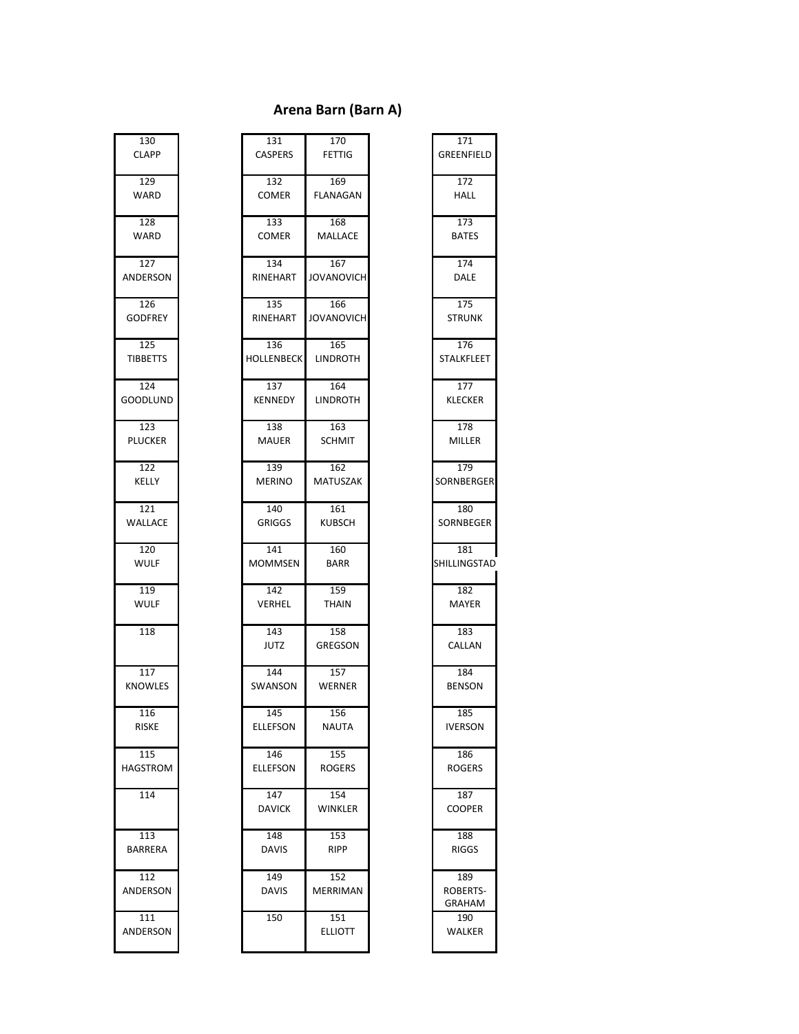# Arena Barn (Barn A)

| 130<br>CLAPP | | 131<br>CASPERS | 170<br>FETTIG | | 171<br>GREENFIELD |
|---|---|---|---|---|---|
| 129<br>WARD | | 132<br>COMER | 169<br>FLANAGAN | | 172<br>HALL |
| 128<br>WARD | | 133<br>COMER | 168<br>MALLACE | | 173<br>BATES |
| 127<br>ANDERSON | | 134<br>RINEHART | 167<br>JOVANOVICH | | 174<br>DALE |
| 126<br>GODFREY | | 135<br>RINEHART | 166<br>JOVANOVICH | | 175<br>STRUNK |
| 125<br>TIBBETTS | | 136<br>HOLLENBECK | 165<br>LINDROTH | | 176<br>STALKFLEET |
| 124<br>GOODLUND | | 137<br>KENNEDY | 164<br>LINDROTH | | 177<br>KLECKER |
| 123<br>PLUCKER | | 138<br>MAUER | 163<br>SCHMIT | | 178<br>MILLER |
| 122<br>KELLY | | 139<br>MERINO | 162<br>MATUSZAK | | 179<br>SORNBERGER |
| 121<br>WALLACE | | 140<br>GRIGGS | 161<br>KUBSCH | | 180<br>SORNBEGER |
| 120<br>WULF | | 141<br>MOMMSEN | 160<br>BARR | | 181<br>SHILLINGSTAD |
| 119<br>WULF | | 142<br>VERHEL | 159<br>THAIN | | 182<br>MAYER |
| 118 | | 143<br>JUTZ | 158<br>GREGSON | | 183<br>CALLAN |
| 117<br>KNOWLES | | 144<br>SWANSON | 157<br>WERNER | | 184<br>BENSON |
| 116<br>RISKE | | 145<br>ELLEFSON | 156<br>NAUTA | | 185<br>IVERSON |
| 115<br>HAGSTROM | | 146<br>ELLEFSON | 155<br>ROGERS | | 186<br>ROGERS |
| 114 | | 147<br>DAVICK | 154<br>WINKLER | | 187<br>COOPER |
| 113<br>BARRERA | | 148<br>DAVIS | 153<br>RIPP | | 188<br>RIGGS |
| 112<br>ANDERSON | | 149<br>DAVIS | 152<br>MERRIMAN | | 189<br>ROBERTS-GRAHAM |
| 111<br>ANDERSON | | 150 | 151<br>ELLIOTT | | 190<br>WALKER |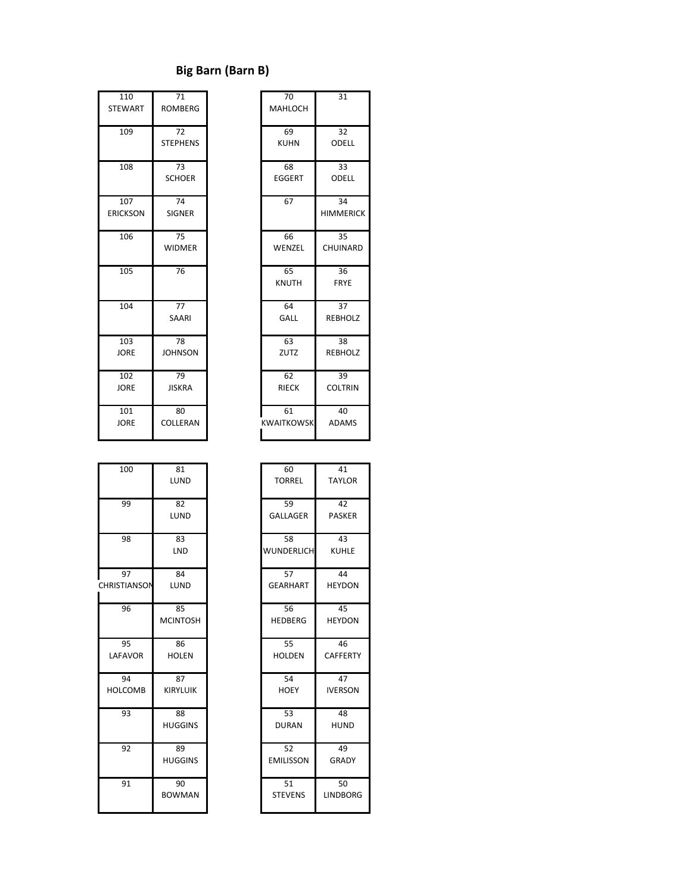## Big Barn (Barn B)

| | |
|---|---|
| 110 STEWART | 71 ROMBERG |
| 109 | 72 STEPHENS |
| 108 | 73 SCHOER |
| 107 ERICKSON | 74 SIGNER |
| 106 | 75 WIDMER |
| 105 | 76 |
| 104 | 77 SAARI |
| 103 JORE | 78 JOHNSON |
| 102 JORE | 79 JISKRA |
| 101 JORE | 80 COLLERAN |

| | |
|---|---|
| 70 MAHLOCH | 31 |
| 69 KUHN | 32 ODELL |
| 68 EGGERT | 33 ODELL |
| 67 | 34 HIMMERICK |
| 66 WENZEL | 35 CHUINARD |
| 65 KNUTH | 36 FRYE |
| 64 GALL | 37 REBHOLZ |
| 63 ZUTZ | 38 REBHOLZ |
| 62 RIECK | 39 COLTRIN |
| 61 KWAITKOWSK | 40 ADAMS |

| | |
|---|---|
| 100 | 81 LUND |
| 99 | 82 LUND |
| 98 | 83 LND |
| 97 CHRISTIANSON | 84 LUND |
| 96 | 85 MCINTOSH |
| 95 LAFAVOR | 86 HOLEN |
| 94 HOLCOMB | 87 KIRYLUIK |
| 93 | 88 HUGGINS |
| 92 | 89 HUGGINS |
| 91 | 90 BOWMAN |

| | |
|---|---|
| 60 TORREL | 41 TAYLOR |
| 59 GALLAGER | 42 PASKER |
| 58 WUNDERLICH | 43 KUHLE |
| 57 GEARHART | 44 HEYDON |
| 56 HEDBERG | 45 HEYDON |
| 55 HOLDEN | 46 CAFFERTY |
| 54 HOEY | 47 IVERSON |
| 53 DURAN | 48 HUND |
| 52 EMILISSON | 49 GRADY |
| 51 STEVENS | 50 LINDBORG |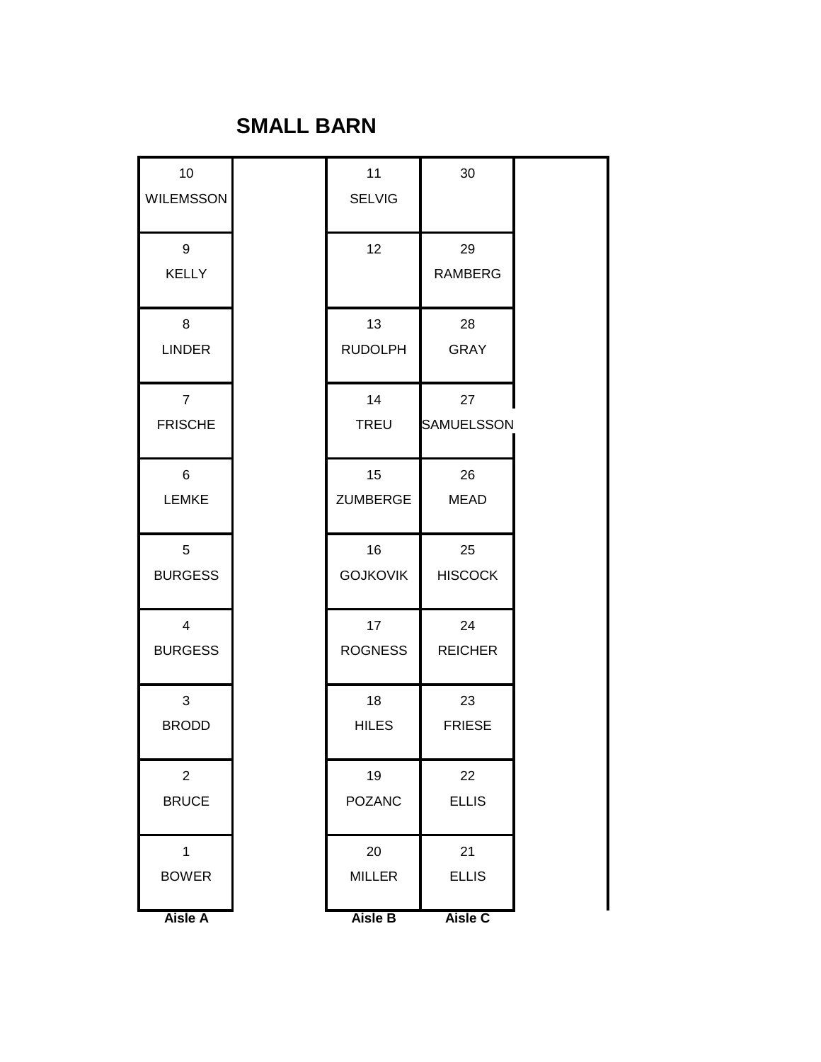# SMALL BARN

| Aisle A | | Aisle B | Aisle C |
|---|---|---|---|
| 10 WILEMSSON | | 11 SELVIG | 30 |
| 9 KELLY | | 12 | 29 RAMBERG |
| 8 LINDER | | 13 RUDOLPH | 28 GRAY |
| 7 FRISCHE | | 14 TREU | 27 SAMUELSSON |
| 6 LEMKE | | 15 ZUMBERGE | 26 MEAD |
| 5 BURGESS | | 16 GOJKOVIK | 25 HISCOCK |
| 4 BURGESS | | 17 ROGNESS | 24 REICHER |
| 3 BRODD | | 18 HILES | 23 FRIESE |
| 2 BRUCE | | 19 POZANC | 22 ELLIS |
| 1 BOWER | | 20 MILLER | 21 ELLIS |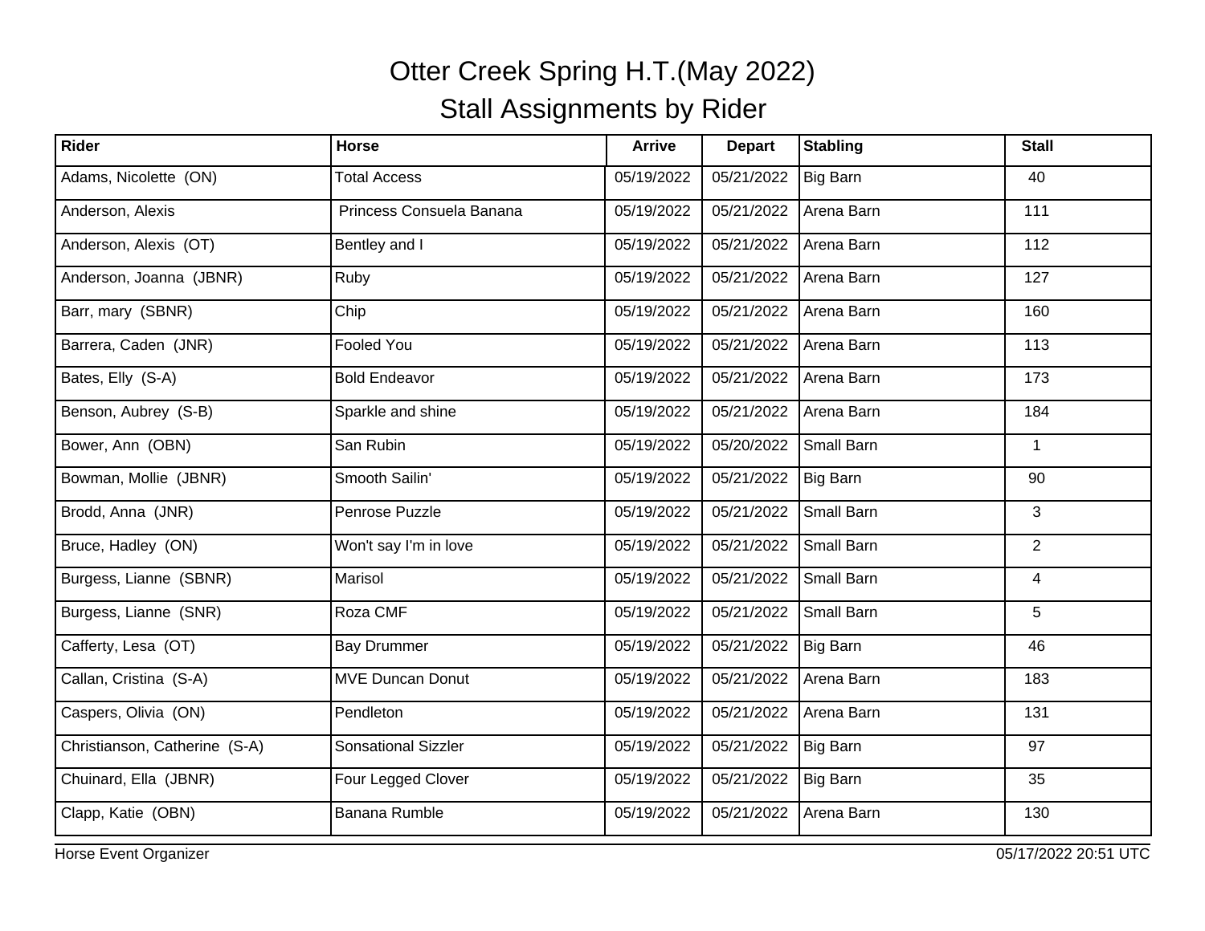# Otter Creek Spring H.T.(May 2022)

## Stall Assignments by Rider

| Rider | Horse | Arrive | Depart | Stabling | Stall |
|---|---|---|---|---|---|
| Adams, Nicolette (ON) | Total Access | 05/19/2022 | 05/21/2022 | Big Barn | 40 |
| Anderson, Alexis | Princess Consuela Banana | 05/19/2022 | 05/21/2022 | Arena Barn | 111 |
| Anderson, Alexis (OT) | Bentley and I | 05/19/2022 | 05/21/2022 | Arena Barn | 112 |
| Anderson, Joanna (JBNR) | Ruby | 05/19/2022 | 05/21/2022 | Arena Barn | 127 |
| Barr, mary (SBNR) | Chip | 05/19/2022 | 05/21/2022 | Arena Barn | 160 |
| Barrera, Caden (JNR) | Fooled You | 05/19/2022 | 05/21/2022 | Arena Barn | 113 |
| Bates, Elly (S-A) | Bold Endeavor | 05/19/2022 | 05/21/2022 | Arena Barn | 173 |
| Benson, Aubrey (S-B) | Sparkle and shine | 05/19/2022 | 05/21/2022 | Arena Barn | 184 |
| Bower, Ann (OBN) | San Rubin | 05/19/2022 | 05/20/2022 | Small Barn | 1 |
| Bowman, Mollie (JBNR) | Smooth Sailin' | 05/19/2022 | 05/21/2022 | Big Barn | 90 |
| Brodd, Anna (JNR) | Penrose Puzzle | 05/19/2022 | 05/21/2022 | Small Barn | 3 |
| Bruce, Hadley (ON) | Won't say I'm in love | 05/19/2022 | 05/21/2022 | Small Barn | 2 |
| Burgess, Lianne (SBNR) | Marisol | 05/19/2022 | 05/21/2022 | Small Barn | 4 |
| Burgess, Lianne (SNR) | Roza CMF | 05/19/2022 | 05/21/2022 | Small Barn | 5 |
| Cafferty, Lesa (OT) | Bay Drummer | 05/19/2022 | 05/21/2022 | Big Barn | 46 |
| Callan, Cristina (S-A) | MVE Duncan Donut | 05/19/2022 | 05/21/2022 | Arena Barn | 183 |
| Caspers, Olivia (ON) | Pendleton | 05/19/2022 | 05/21/2022 | Arena Barn | 131 |
| Christianson, Catherine (S-A) | Sonsational Sizzler | 05/19/2022 | 05/21/2022 | Big Barn | 97 |
| Chuinard, Ella (JBNR) | Four Legged Clover | 05/19/2022 | 05/21/2022 | Big Barn | 35 |
| Clapp, Katie (OBN) | Banana Rumble | 05/19/2022 | 05/21/2022 | Arena Barn | 130 |

Horse Event Organizer 05/17/2022 20:51 UTC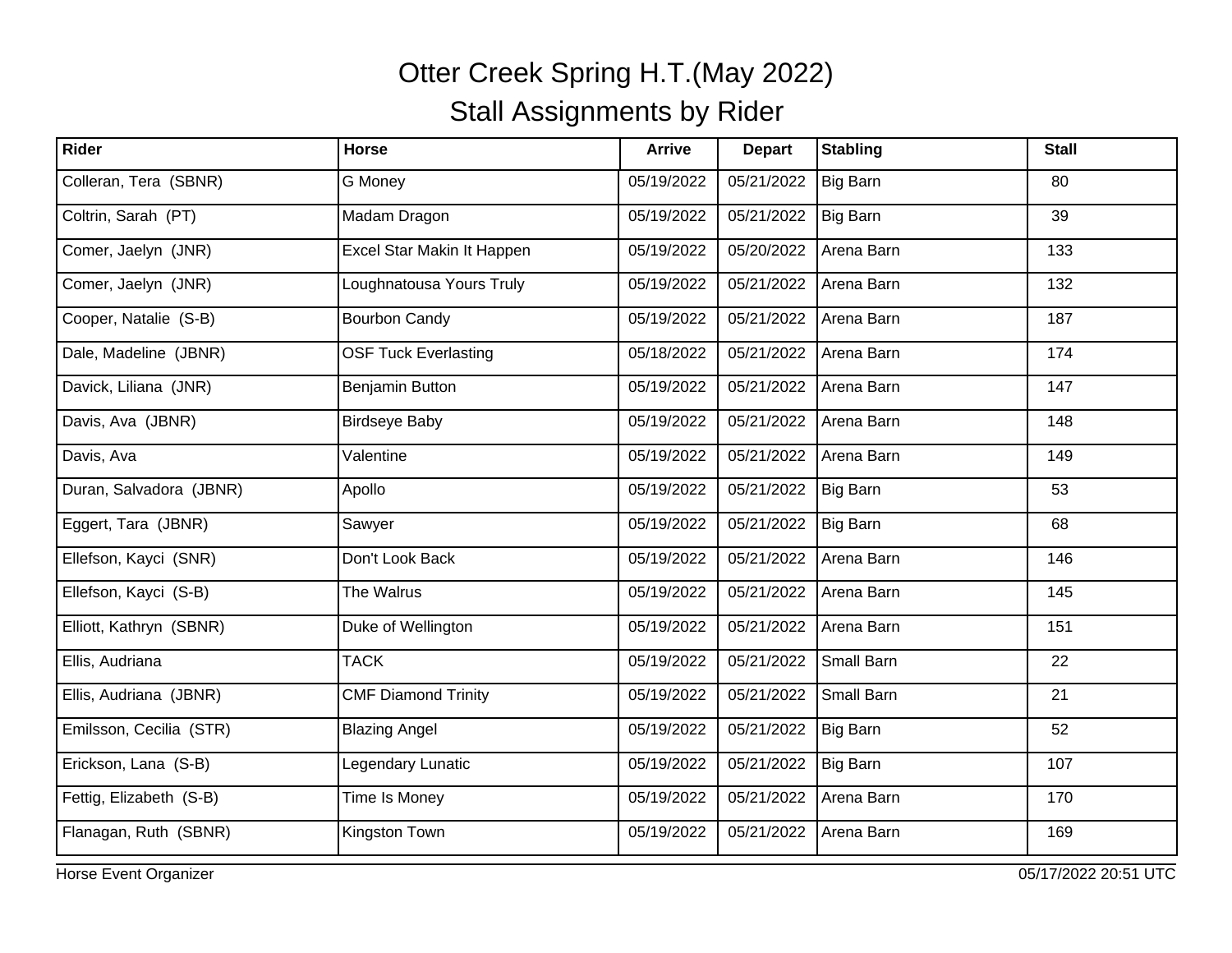# Otter Creek Spring H.T.(May 2022)

## Stall Assignments by Rider

| Rider | Horse | Arrive | Depart | Stabling | Stall |
|---|---|---|---|---|---|
| Colleran, Tera (SBNR) | G Money | 05/19/2022 | 05/21/2022 | Big Barn | 80 |
| Coltrin, Sarah (PT) | Madam Dragon | 05/19/2022 | 05/21/2022 | Big Barn | 39 |
| Comer, Jaelyn (JNR) | Excel Star Makin It Happen | 05/19/2022 | 05/20/2022 | Arena Barn | 133 |
| Comer, Jaelyn (JNR) | Loughnatousa Yours Truly | 05/19/2022 | 05/21/2022 | Arena Barn | 132 |
| Cooper, Natalie (S-B) | Bourbon Candy | 05/19/2022 | 05/21/2022 | Arena Barn | 187 |
| Dale, Madeline (JBNR) | OSF Tuck Everlasting | 05/18/2022 | 05/21/2022 | Arena Barn | 174 |
| Davick, Liliana (JNR) | Benjamin Button | 05/19/2022 | 05/21/2022 | Arena Barn | 147 |
| Davis, Ava (JBNR) | Birdseye Baby | 05/19/2022 | 05/21/2022 | Arena Barn | 148 |
| Davis, Ava | Valentine | 05/19/2022 | 05/21/2022 | Arena Barn | 149 |
| Duran, Salvadora (JBNR) | Apollo | 05/19/2022 | 05/21/2022 | Big Barn | 53 |
| Eggert, Tara (JBNR) | Sawyer | 05/19/2022 | 05/21/2022 | Big Barn | 68 |
| Ellefson, Kayci (SNR) | Don't Look Back | 05/19/2022 | 05/21/2022 | Arena Barn | 146 |
| Ellefson, Kayci (S-B) | The Walrus | 05/19/2022 | 05/21/2022 | Arena Barn | 145 |
| Elliott, Kathryn (SBNR) | Duke of Wellington | 05/19/2022 | 05/21/2022 | Arena Barn | 151 |
| Ellis, Audriana | TACK | 05/19/2022 | 05/21/2022 | Small Barn | 22 |
| Ellis, Audriana (JBNR) | CMF Diamond Trinity | 05/19/2022 | 05/21/2022 | Small Barn | 21 |
| Emilsson, Cecilia (STR) | Blazing Angel | 05/19/2022 | 05/21/2022 | Big Barn | 52 |
| Erickson, Lana (S-B) | Legendary Lunatic | 05/19/2022 | 05/21/2022 | Big Barn | 107 |
| Fettig, Elizabeth (S-B) | Time Is Money | 05/19/2022 | 05/21/2022 | Arena Barn | 170 |
| Flanagan, Ruth (SBNR) | Kingston Town | 05/19/2022 | 05/21/2022 | Arena Barn | 169 |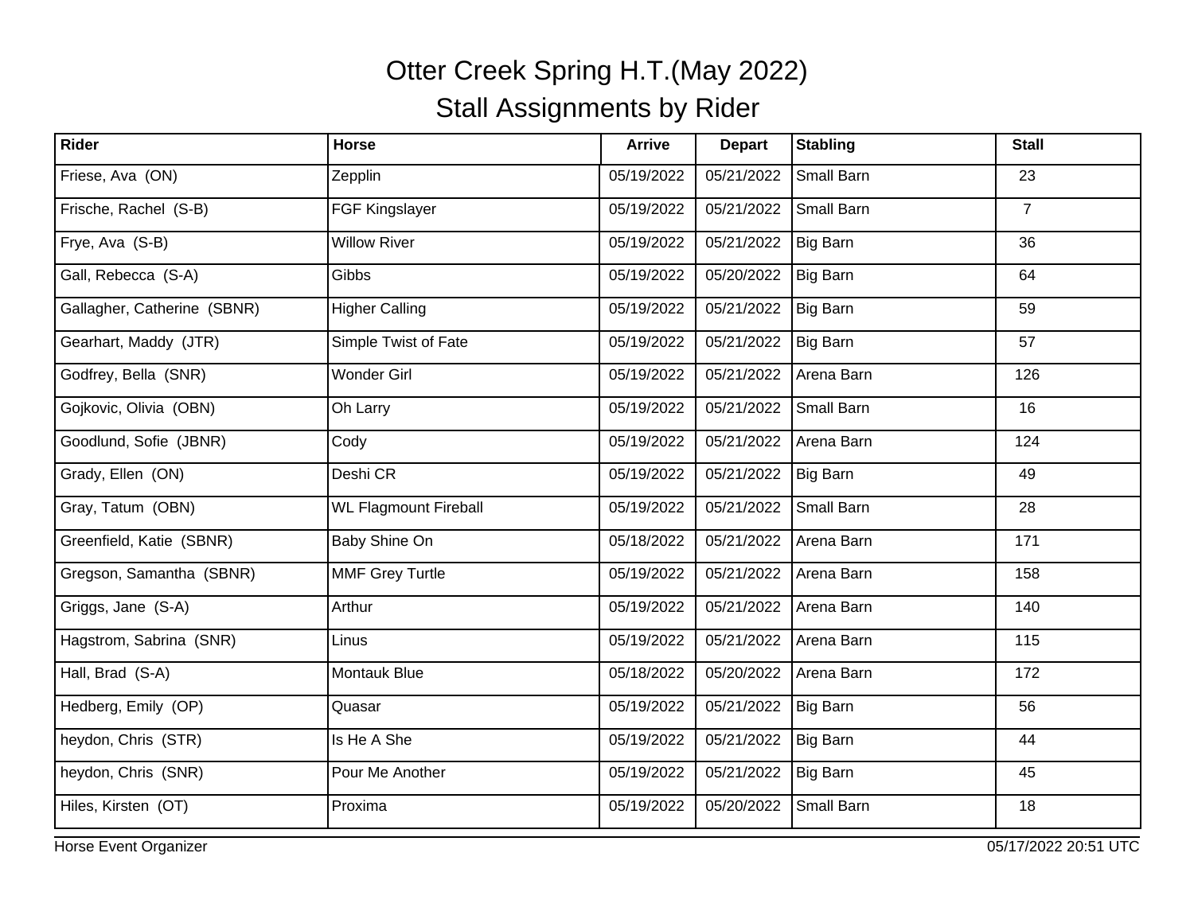# Otter Creek Spring H.T.(May 2022)

## Stall Assignments by Rider

| Rider | Horse | Arrive | Depart | Stabling | Stall |
|---|---|---|---|---|---|
| Friese, Ava (ON) | Zepplin | 05/19/2022 | 05/21/2022 | Small Barn | 23 |
| Frische, Rachel (S-B) | FGF Kingslayer | 05/19/2022 | 05/21/2022 | Small Barn | 7 |
| Frye, Ava (S-B) | Willow River | 05/19/2022 | 05/21/2022 | Big Barn | 36 |
| Gall, Rebecca (S-A) | Gibbs | 05/19/2022 | 05/20/2022 | Big Barn | 64 |
| Gallagher, Catherine (SBNR) | Higher Calling | 05/19/2022 | 05/21/2022 | Big Barn | 59 |
| Gearhart, Maddy (JTR) | Simple Twist of Fate | 05/19/2022 | 05/21/2022 | Big Barn | 57 |
| Godfrey, Bella (SNR) | Wonder Girl | 05/19/2022 | 05/21/2022 | Arena Barn | 126 |
| Gojkovic, Olivia (OBN) | Oh Larry | 05/19/2022 | 05/21/2022 | Small Barn | 16 |
| Goodlund, Sofie (JBNR) | Cody | 05/19/2022 | 05/21/2022 | Arena Barn | 124 |
| Grady, Ellen (ON) | Deshi CR | 05/19/2022 | 05/21/2022 | Big Barn | 49 |
| Gray, Tatum (OBN) | WL Flagmount Fireball | 05/19/2022 | 05/21/2022 | Small Barn | 28 |
| Greenfield, Katie (SBNR) | Baby Shine On | 05/18/2022 | 05/21/2022 | Arena Barn | 171 |
| Gregson, Samantha (SBNR) | MMF Grey Turtle | 05/19/2022 | 05/21/2022 | Arena Barn | 158 |
| Griggs, Jane (S-A) | Arthur | 05/19/2022 | 05/21/2022 | Arena Barn | 140 |
| Hagstrom, Sabrina (SNR) | Linus | 05/19/2022 | 05/21/2022 | Arena Barn | 115 |
| Hall, Brad (S-A) | Montauk Blue | 05/18/2022 | 05/20/2022 | Arena Barn | 172 |
| Hedberg, Emily (OP) | Quasar | 05/19/2022 | 05/21/2022 | Big Barn | 56 |
| heydon, Chris (STR) | Is He A She | 05/19/2022 | 05/21/2022 | Big Barn | 44 |
| heydon, Chris (SNR) | Pour Me Another | 05/19/2022 | 05/21/2022 | Big Barn | 45 |
| Hiles, Kirsten (OT) | Proxima | 05/19/2022 | 05/20/2022 | Small Barn | 18 |

Horse Event Organizer 05/17/2022 20:51 UTC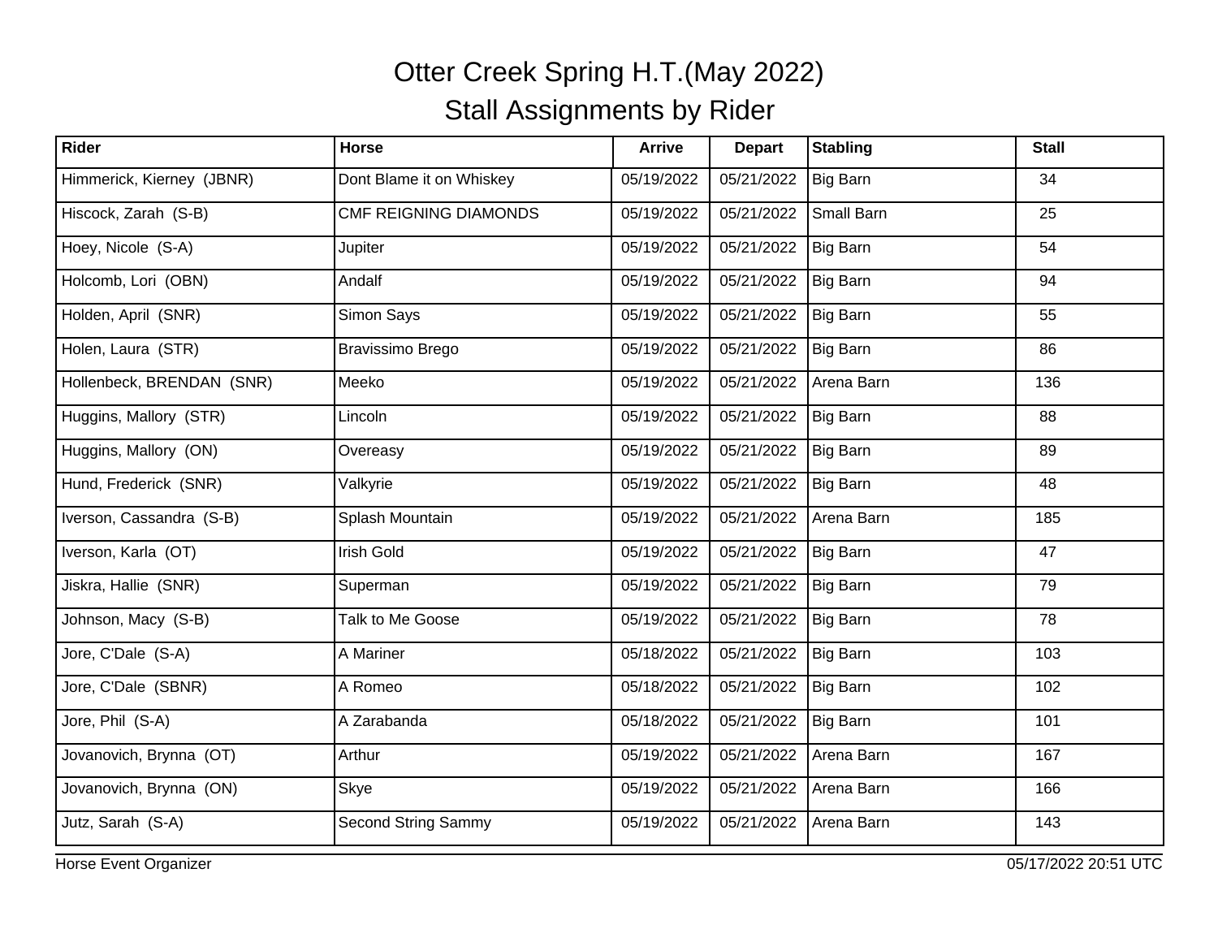# Otter Creek Spring H.T.(May 2022)

## Stall Assignments by Rider

| Rider | Horse | Arrive | Depart | Stabling | Stall |
|---|---|---|---|---|---|
| Himmerick, Kierney (JBNR) | Dont Blame it on Whiskey | 05/19/2022 | 05/21/2022 | Big Barn | 34 |
| Hiscock, Zarah (S-B) | CMF REIGNING DIAMONDS | 05/19/2022 | 05/21/2022 | Small Barn | 25 |
| Hoey, Nicole (S-A) | Jupiter | 05/19/2022 | 05/21/2022 | Big Barn | 54 |
| Holcomb, Lori (OBN) | Andalf | 05/19/2022 | 05/21/2022 | Big Barn | 94 |
| Holden, April (SNR) | Simon Says | 05/19/2022 | 05/21/2022 | Big Barn | 55 |
| Holen, Laura (STR) | Bravissimo Brego | 05/19/2022 | 05/21/2022 | Big Barn | 86 |
| Hollenbeck, BRENDAN (SNR) | Meeko | 05/19/2022 | 05/21/2022 | Arena Barn | 136 |
| Huggins, Mallory (STR) | Lincoln | 05/19/2022 | 05/21/2022 | Big Barn | 88 |
| Huggins, Mallory (ON) | Overeasy | 05/19/2022 | 05/21/2022 | Big Barn | 89 |
| Hund, Frederick (SNR) | Valkyrie | 05/19/2022 | 05/21/2022 | Big Barn | 48 |
| Iverson, Cassandra (S-B) | Splash Mountain | 05/19/2022 | 05/21/2022 | Arena Barn | 185 |
| Iverson, Karla (OT) | Irish Gold | 05/19/2022 | 05/21/2022 | Big Barn | 47 |
| Jiskra, Hallie (SNR) | Superman | 05/19/2022 | 05/21/2022 | Big Barn | 79 |
| Johnson, Macy (S-B) | Talk to Me Goose | 05/19/2022 | 05/21/2022 | Big Barn | 78 |
| Jore, C'Dale (S-A) | A Mariner | 05/18/2022 | 05/21/2022 | Big Barn | 103 |
| Jore, C'Dale (SBNR) | A Romeo | 05/18/2022 | 05/21/2022 | Big Barn | 102 |
| Jore, Phil (S-A) | A Zarabanda | 05/18/2022 | 05/21/2022 | Big Barn | 101 |
| Jovanovich, Brynna (OT) | Arthur | 05/19/2022 | 05/21/2022 | Arena Barn | 167 |
| Jovanovich, Brynna (ON) | Skye | 05/19/2022 | 05/21/2022 | Arena Barn | 166 |
| Jutz, Sarah (S-A) | Second String Sammy | 05/19/2022 | 05/21/2022 | Arena Barn | 143 |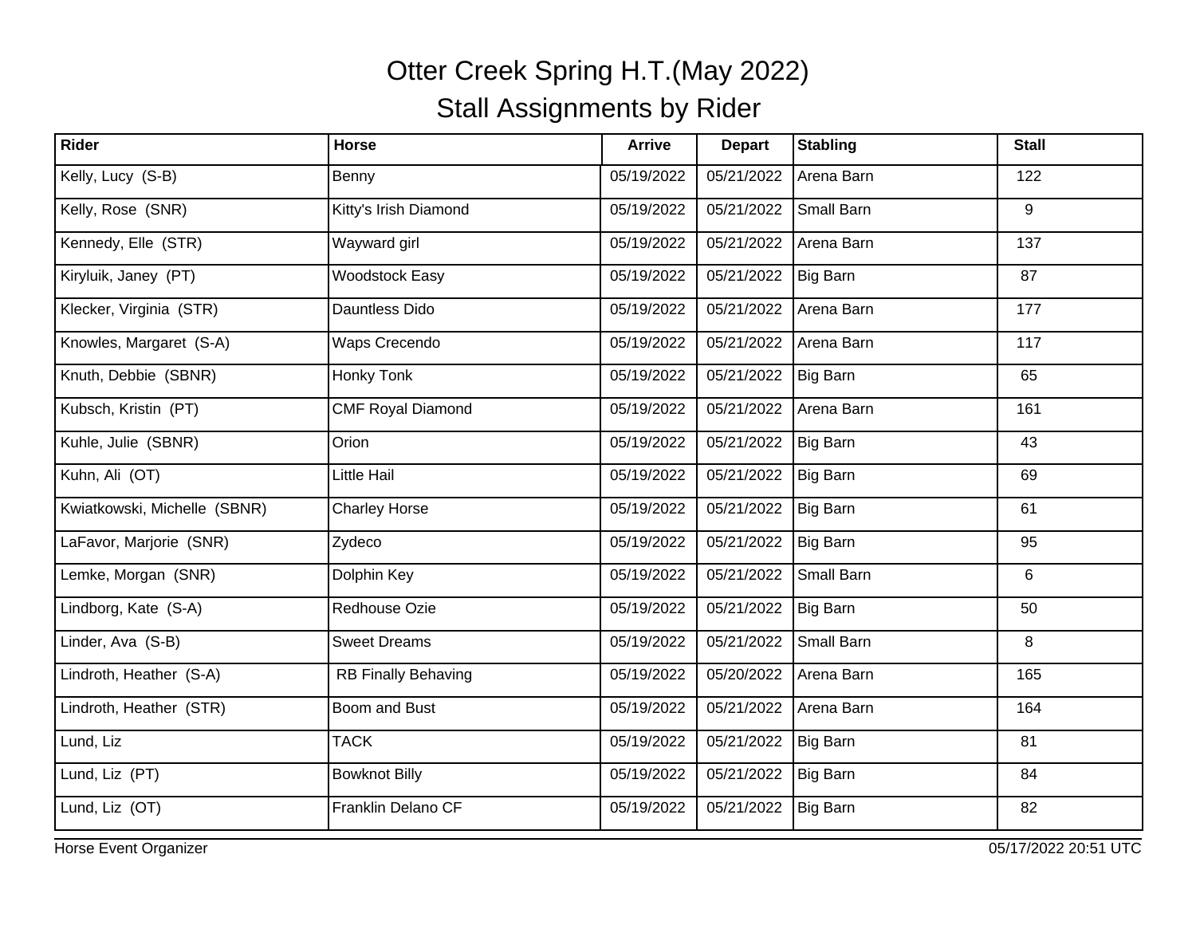# Otter Creek Spring H.T.(May 2022)

## Stall Assignments by Rider

| Rider | Horse | Arrive | Depart | Stabling | Stall |
|---|---|---|---|---|---|
| Kelly, Lucy (S-B) | Benny | 05/19/2022 | 05/21/2022 | Arena Barn | 122 |
| Kelly, Rose (SNR) | Kitty's Irish Diamond | 05/19/2022 | 05/21/2022 | Small Barn | 9 |
| Kennedy, Elle (STR) | Wayward girl | 05/19/2022 | 05/21/2022 | Arena Barn | 137 |
| Kiryluik, Janey (PT) | Woodstock Easy | 05/19/2022 | 05/21/2022 | Big Barn | 87 |
| Klecker, Virginia (STR) | Dauntless Dido | 05/19/2022 | 05/21/2022 | Arena Barn | 177 |
| Knowles, Margaret (S-A) | Waps Crecendo | 05/19/2022 | 05/21/2022 | Arena Barn | 117 |
| Knuth, Debbie (SBNR) | Honky Tonk | 05/19/2022 | 05/21/2022 | Big Barn | 65 |
| Kubsch, Kristin (PT) | CMF Royal Diamond | 05/19/2022 | 05/21/2022 | Arena Barn | 161 |
| Kuhle, Julie (SBNR) | Orion | 05/19/2022 | 05/21/2022 | Big Barn | 43 |
| Kuhn, Ali (OT) | Little Hail | 05/19/2022 | 05/21/2022 | Big Barn | 69 |
| Kwiatkowski, Michelle (SBNR) | Charley Horse | 05/19/2022 | 05/21/2022 | Big Barn | 61 |
| LaFavor, Marjorie (SNR) | Zydeco | 05/19/2022 | 05/21/2022 | Big Barn | 95 |
| Lemke, Morgan (SNR) | Dolphin Key | 05/19/2022 | 05/21/2022 | Small Barn | 6 |
| Lindborg, Kate (S-A) | Redhouse Ozie | 05/19/2022 | 05/21/2022 | Big Barn | 50 |
| Linder, Ava (S-B) | Sweet Dreams | 05/19/2022 | 05/21/2022 | Small Barn | 8 |
| Lindroth, Heather (S-A) | RB Finally Behaving | 05/19/2022 | 05/20/2022 | Arena Barn | 165 |
| Lindroth, Heather (STR) | Boom and Bust | 05/19/2022 | 05/21/2022 | Arena Barn | 164 |
| Lund, Liz | TACK | 05/19/2022 | 05/21/2022 | Big Barn | 81 |
| Lund, Liz (PT) | Bowknot Billy | 05/19/2022 | 05/21/2022 | Big Barn | 84 |
| Lund, Liz (OT) | Franklin Delano CF | 05/19/2022 | 05/21/2022 | Big Barn | 82 |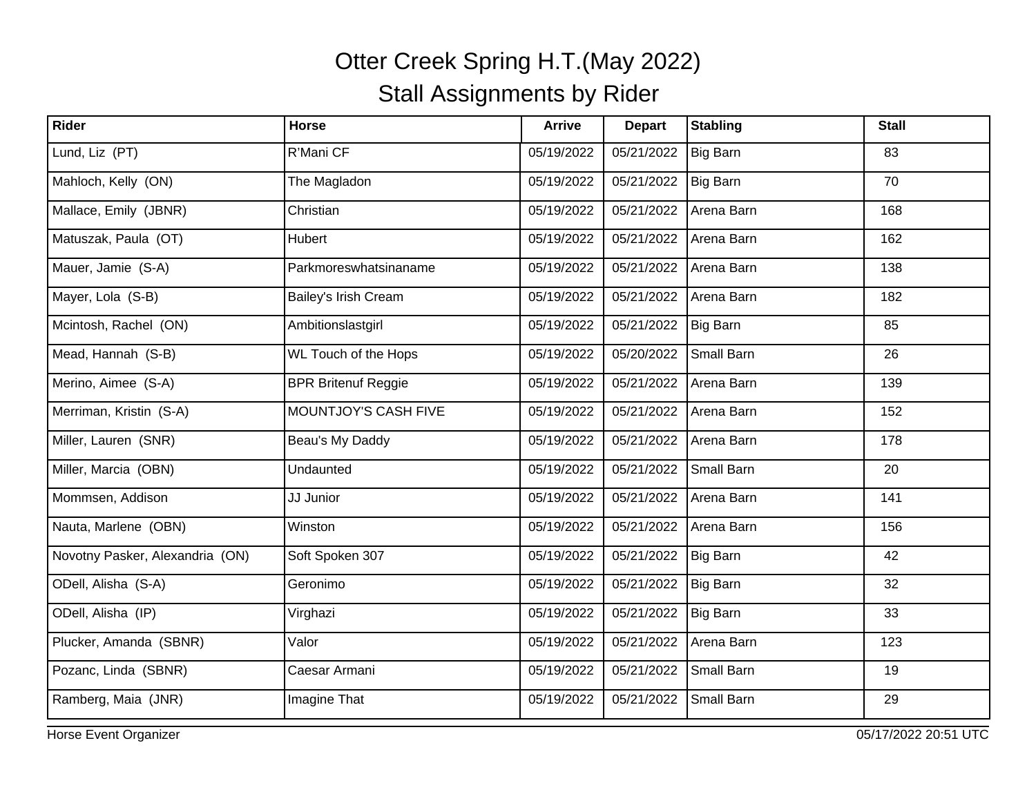# Otter Creek Spring H.T.(May 2022)

## Stall Assignments by Rider

| Rider | Horse | Arrive | Depart | Stabling | Stall |
|---|---|---|---|---|---|
| Lund, Liz (PT) | R'Mani CF | 05/19/2022 | 05/21/2022 | Big Barn | 83 |
| Mahloch, Kelly (ON) | The Magladon | 05/19/2022 | 05/21/2022 | Big Barn | 70 |
| Mallace, Emily (JBNR) | Christian | 05/19/2022 | 05/21/2022 | Arena Barn | 168 |
| Matuszak, Paula (OT) | Hubert | 05/19/2022 | 05/21/2022 | Arena Barn | 162 |
| Mauer, Jamie (S-A) | Parkmoreswhatsinaname | 05/19/2022 | 05/21/2022 | Arena Barn | 138 |
| Mayer, Lola (S-B) | Bailey's Irish Cream | 05/19/2022 | 05/21/2022 | Arena Barn | 182 |
| Mcintosh, Rachel (ON) | Ambitionslastgirl | 05/19/2022 | 05/21/2022 | Big Barn | 85 |
| Mead, Hannah (S-B) | WL Touch of the Hops | 05/19/2022 | 05/20/2022 | Small Barn | 26 |
| Merino, Aimee (S-A) | BPR Britenuf Reggie | 05/19/2022 | 05/21/2022 | Arena Barn | 139 |
| Merriman, Kristin (S-A) | MOUNTJOY'S CASH FIVE | 05/19/2022 | 05/21/2022 | Arena Barn | 152 |
| Miller, Lauren (SNR) | Beau's My Daddy | 05/19/2022 | 05/21/2022 | Arena Barn | 178 |
| Miller, Marcia (OBN) | Undaunted | 05/19/2022 | 05/21/2022 | Small Barn | 20 |
| Mommsen, Addison | JJ Junior | 05/19/2022 | 05/21/2022 | Arena Barn | 141 |
| Nauta, Marlene (OBN) | Winston | 05/19/2022 | 05/21/2022 | Arena Barn | 156 |
| Novotny Pasker, Alexandria (ON) | Soft Spoken 307 | 05/19/2022 | 05/21/2022 | Big Barn | 42 |
| ODell, Alisha (S-A) | Geronimo | 05/19/2022 | 05/21/2022 | Big Barn | 32 |
| ODell, Alisha (IP) | Virghazi | 05/19/2022 | 05/21/2022 | Big Barn | 33 |
| Plucker, Amanda (SBNR) | Valor | 05/19/2022 | 05/21/2022 | Arena Barn | 123 |
| Pozanc, Linda (SBNR) | Caesar Armani | 05/19/2022 | 05/21/2022 | Small Barn | 19 |
| Ramberg, Maia (JNR) | Imagine That | 05/19/2022 | 05/21/2022 | Small Barn | 29 |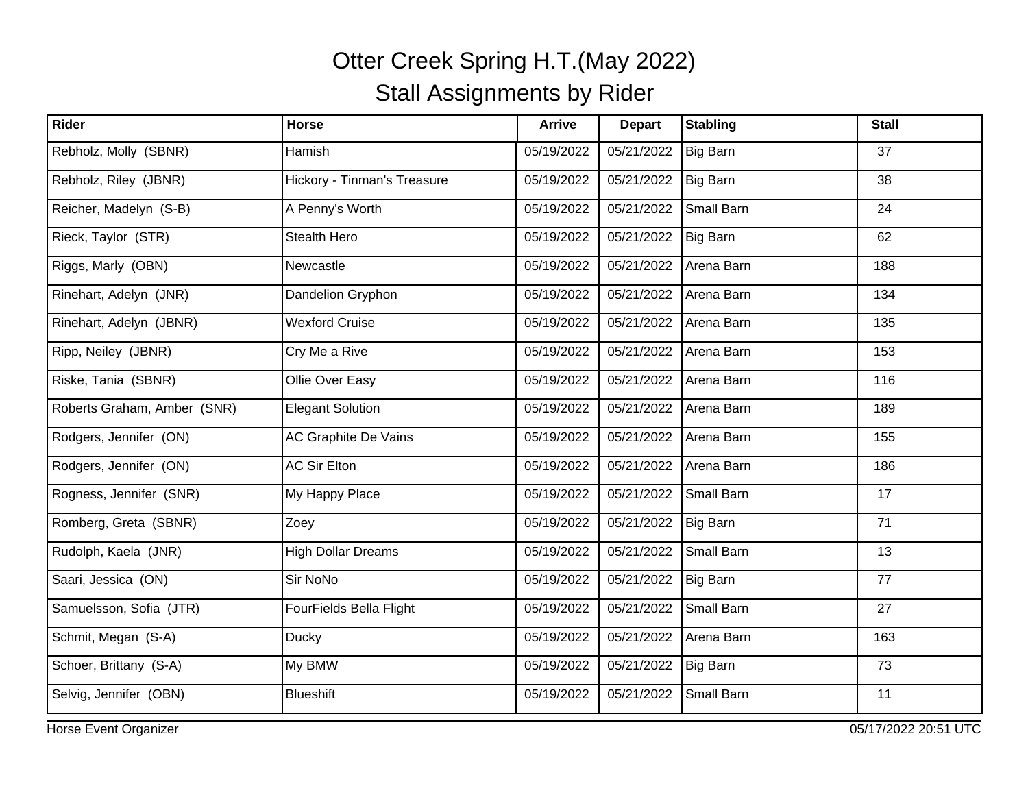# Otter Creek Spring H.T.(May 2022)
## Stall Assignments by Rider

| Rider | Horse | Arrive | Depart | Stabling | Stall |
|---|---|---|---|---|---|
| Rebholz, Molly (SBNR) | Hamish | 05/19/2022 | 05/21/2022 | Big Barn | 37 |
| Rebholz, Riley (JBNR) | Hickory - Tinman's Treasure | 05/19/2022 | 05/21/2022 | Big Barn | 38 |
| Reicher, Madelyn (S-B) | A Penny's Worth | 05/19/2022 | 05/21/2022 | Small Barn | 24 |
| Rieck, Taylor (STR) | Stealth Hero | 05/19/2022 | 05/21/2022 | Big Barn | 62 |
| Riggs, Marly (OBN) | Newcastle | 05/19/2022 | 05/21/2022 | Arena Barn | 188 |
| Rinehart, Adelyn (JNR) | Dandelion Gryphon | 05/19/2022 | 05/21/2022 | Arena Barn | 134 |
| Rinehart, Adelyn (JBNR) | Wexford Cruise | 05/19/2022 | 05/21/2022 | Arena Barn | 135 |
| Ripp, Neiley (JBNR) | Cry Me a Rive | 05/19/2022 | 05/21/2022 | Arena Barn | 153 |
| Riske, Tania (SBNR) | Ollie Over Easy | 05/19/2022 | 05/21/2022 | Arena Barn | 116 |
| Roberts Graham, Amber (SNR) | Elegant Solution | 05/19/2022 | 05/21/2022 | Arena Barn | 189 |
| Rodgers, Jennifer (ON) | AC Graphite De Vains | 05/19/2022 | 05/21/2022 | Arena Barn | 155 |
| Rodgers, Jennifer (ON) | AC Sir Elton | 05/19/2022 | 05/21/2022 | Arena Barn | 186 |
| Rogness, Jennifer (SNR) | My Happy Place | 05/19/2022 | 05/21/2022 | Small Barn | 17 |
| Romberg, Greta (SBNR) | Zoey | 05/19/2022 | 05/21/2022 | Big Barn | 71 |
| Rudolph, Kaela (JNR) | High Dollar Dreams | 05/19/2022 | 05/21/2022 | Small Barn | 13 |
| Saari, Jessica (ON) | Sir NoNo | 05/19/2022 | 05/21/2022 | Big Barn | 77 |
| Samuelsson, Sofia (JTR) | FourFields Bella Flight | 05/19/2022 | 05/21/2022 | Small Barn | 27 |
| Schmit, Megan (S-A) | Ducky | 05/19/2022 | 05/21/2022 | Arena Barn | 163 |
| Schoer, Brittany (S-A) | My BMW | 05/19/2022 | 05/21/2022 | Big Barn | 73 |
| Selvig, Jennifer (OBN) | Blueshift | 05/19/2022 | 05/21/2022 | Small Barn | 11 |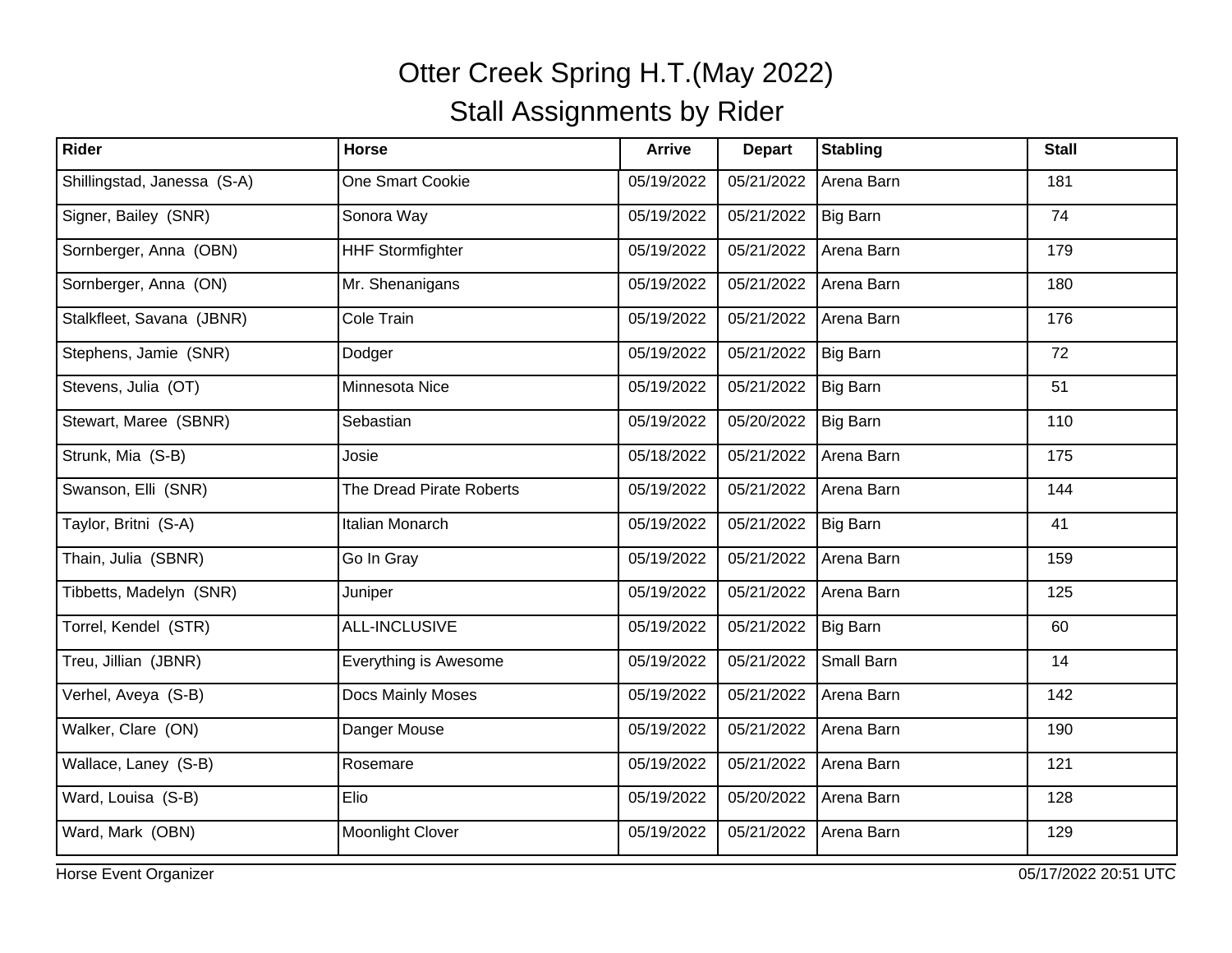# Otter Creek Spring H.T.(May 2022)

## Stall Assignments by Rider

| Rider | Horse | Arrive | Depart | Stabling | Stall |
|---|---|---|---|---|---|
| Shillingstad, Janessa (S-A) | One Smart Cookie | 05/19/2022 | 05/21/2022 | Arena Barn | 181 |
| Signer, Bailey (SNR) | Sonora Way | 05/19/2022 | 05/21/2022 | Big Barn | 74 |
| Sornberger, Anna (OBN) | HHF Stormfighter | 05/19/2022 | 05/21/2022 | Arena Barn | 179 |
| Sornberger, Anna (ON) | Mr. Shenanigans | 05/19/2022 | 05/21/2022 | Arena Barn | 180 |
| Stalkfleet, Savana (JBNR) | Cole Train | 05/19/2022 | 05/21/2022 | Arena Barn | 176 |
| Stephens, Jamie (SNR) | Dodger | 05/19/2022 | 05/21/2022 | Big Barn | 72 |
| Stevens, Julia (OT) | Minnesota Nice | 05/19/2022 | 05/21/2022 | Big Barn | 51 |
| Stewart, Maree (SBNR) | Sebastian | 05/19/2022 | 05/20/2022 | Big Barn | 110 |
| Strunk, Mia (S-B) | Josie | 05/18/2022 | 05/21/2022 | Arena Barn | 175 |
| Swanson, Elli (SNR) | The Dread Pirate Roberts | 05/19/2022 | 05/21/2022 | Arena Barn | 144 |
| Taylor, Britni (S-A) | Italian Monarch | 05/19/2022 | 05/21/2022 | Big Barn | 41 |
| Thain, Julia (SBNR) | Go In Gray | 05/19/2022 | 05/21/2022 | Arena Barn | 159 |
| Tibbetts, Madelyn (SNR) | Juniper | 05/19/2022 | 05/21/2022 | Arena Barn | 125 |
| Torrel, Kendel (STR) | ALL-INCLUSIVE | 05/19/2022 | 05/21/2022 | Big Barn | 60 |
| Treu, Jillian (JBNR) | Everything is Awesome | 05/19/2022 | 05/21/2022 | Small Barn | 14 |
| Verhel, Aveya (S-B) | Docs Mainly Moses | 05/19/2022 | 05/21/2022 | Arena Barn | 142 |
| Walker, Clare (ON) | Danger Mouse | 05/19/2022 | 05/21/2022 | Arena Barn | 190 |
| Wallace, Laney (S-B) | Rosemare | 05/19/2022 | 05/21/2022 | Arena Barn | 121 |
| Ward, Louisa (S-B) | Elio | 05/19/2022 | 05/20/2022 | Arena Barn | 128 |
| Ward, Mark (OBN) | Moonlight Clover | 05/19/2022 | 05/21/2022 | Arena Barn | 129 |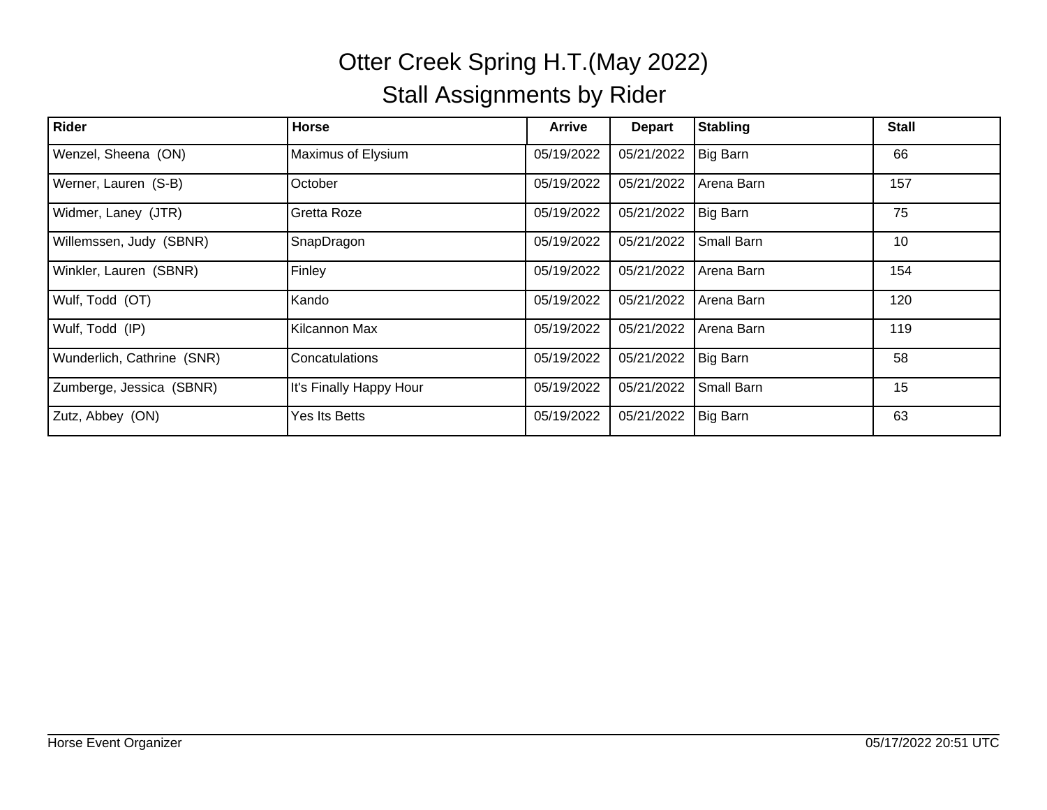# Otter Creek Spring H.T.(May 2022)

## Stall Assignments by Rider

| Rider | Horse | Arrive | Depart | Stabling | Stall |
|---|---|---|---|---|---|
| Wenzel, Sheena (ON) | Maximus of Elysium | 05/19/2022 | 05/21/2022 | Big Barn | 66 |
| Werner, Lauren (S-B) | October | 05/19/2022 | 05/21/2022 | Arena Barn | 157 |
| Widmer, Laney (JTR) | Gretta Roze | 05/19/2022 | 05/21/2022 | Big Barn | 75 |
| Willemssen, Judy (SBNR) | SnapDragon | 05/19/2022 | 05/21/2022 | Small Barn | 10 |
| Winkler, Lauren (SBNR) | Finley | 05/19/2022 | 05/21/2022 | Arena Barn | 154 |
| Wulf, Todd (OT) | Kando | 05/19/2022 | 05/21/2022 | Arena Barn | 120 |
| Wulf, Todd (IP) | Kilcannon Max | 05/19/2022 | 05/21/2022 | Arena Barn | 119 |
| Wunderlich, Cathrine (SNR) | Concatulations | 05/19/2022 | 05/21/2022 | Big Barn | 58 |
| Zumberge, Jessica (SBNR) | It's Finally Happy Hour | 05/19/2022 | 05/21/2022 | Small Barn | 15 |
| Zutz, Abbey (ON) | Yes Its Betts | 05/19/2022 | 05/21/2022 | Big Barn | 63 |